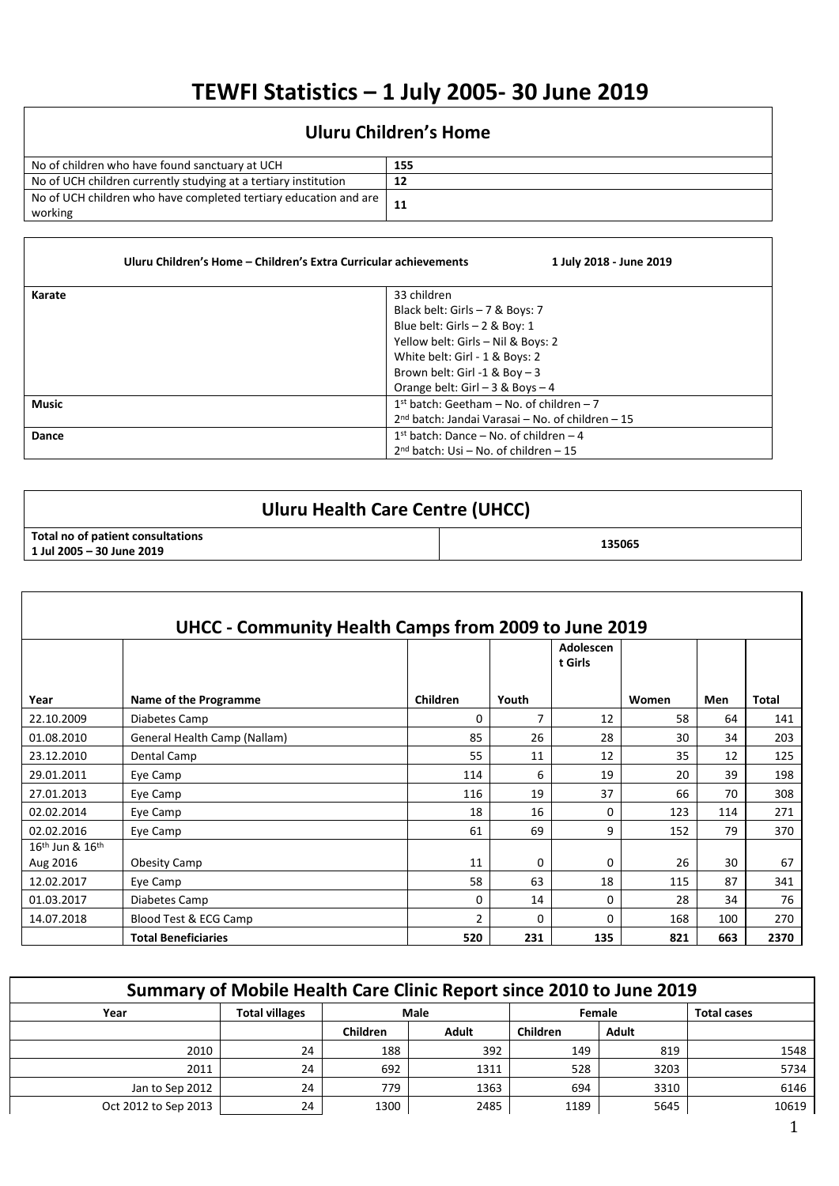# TEWFI Statistics – 1 July 2005- 30 June 2019

## Uluru Children's Home

| | |
|---|---|
| No of children who have found sanctuary at UCH | **155** |
| No of UCH children currently studying at a tertiary institution | **12** |
| No of UCH children who have completed tertiary education and are working | **11** |

| **Uluru Children's Home – Children's Extra Curricular achievements** | **1 July 2018 - June 2019** |
|---|---|
| **Karate** | 33 children<br>Black belt: Girls – 7 & Boys: 7<br>Blue belt: Girls – 2 & Boy: 1<br>Yellow belt: Girls – Nil & Boys: 2<br>White belt: Girl - 1 & Boys: 2<br>Brown belt: Girl -1 & Boy – 3<br>Orange belt: Girl – 3 & Boys – 4 |
| **Music** | 1st batch: Geetham – No. of children – 7<br>2nd batch: Jandai Varasai – No. of children – 15 |
| **Dance** | 1st batch: Dance – No. of children – 4<br>2nd batch: Usi – No. of children – 15 |

## Uluru Health Care Centre (UHCC)

| | |
|---|---|
| **Total no of patient consultations 1 Jul 2005 – 30 June 2019** | 135065 |

## UHCC - Community Health Camps from 2009 to June 2019

| Year | Name of the Programme | Children | Youth | Adolescent Girls | Women | Men | Total |
|---|---|---|---|---|---|---|---|
| 22.10.2009 | Diabetes Camp | 0 | 7 | 12 | 58 | 64 | 141 |
| 01.08.2010 | General Health Camp (Nallam) | 85 | 26 | 28 | 30 | 34 | 203 |
| 23.12.2010 | Dental Camp | 55 | 11 | 12 | 35 | 12 | 125 |
| 29.01.2011 | Eye Camp | 114 | 6 | 19 | 20 | 39 | 198 |
| 27.01.2013 | Eye Camp | 116 | 19 | 37 | 66 | 70 | 308 |
| 02.02.2014 | Eye Camp | 18 | 16 | 0 | 123 | 114 | 271 |
| 02.02.2016 | Eye Camp | 61 | 69 | 9 | 152 | 79 | 370 |
| 16th Jun & 16th Aug 2016 | Obesity Camp | 11 | 0 | 0 | 26 | 30 | 67 |
| 12.02.2017 | Eye Camp | 58 | 63 | 18 | 115 | 87 | 341 |
| 01.03.2017 | Diabetes Camp | 0 | 14 | 0 | 28 | 34 | 76 |
| 14.07.2018 | Blood Test & ECG Camp | 2 | 0 | 0 | 168 | 100 | 270 |
| | **Total Beneficiaries** | **520** | **231** | **135** | **821** | **663** | **2370** |

## Summary of Mobile Health Care Clinic Report since 2010 to June 2019

| Year | Total villages | Male | | Female | | Total cases |
|---|---|---|---|---|---|---|
| | | Children | Adult | Children | Adult | |
| 2010 | 24 | 188 | 392 | 149 | 819 | 1548 |
| 2011 | 24 | 692 | 1311 | 528 | 3203 | 5734 |
| Jan to Sep 2012 | 24 | 779 | 1363 | 694 | 3310 | 6146 |
| Oct 2012 to Sep 2013 | 24 | 1300 | 2485 | 1189 | 5645 | 10619 |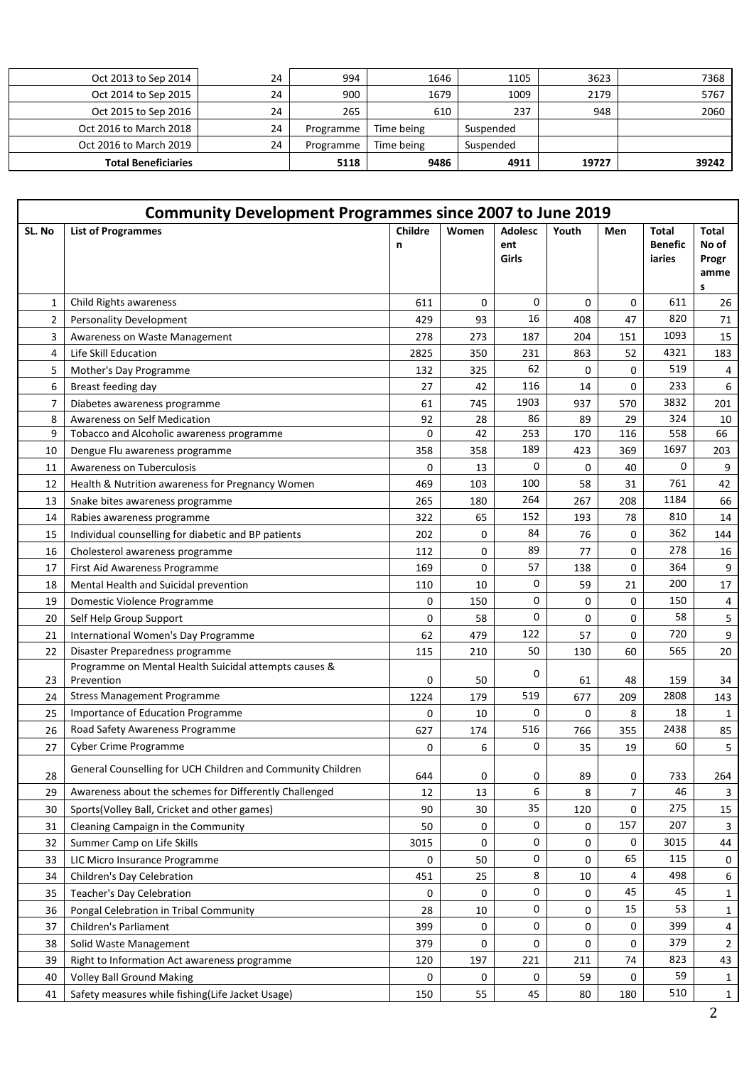| | | | | | | |
|---|---|---|---|---|---|---|
| Oct 2013 to Sep 2014 | 24 | 994 | 1646 | 1105 | 3623 | 7368 |
| Oct 2014 to Sep 2015 | 24 | 900 | 1679 | 1009 | 2179 | 5767 |
| Oct 2015 to Sep 2016 | 24 | 265 | 610 | 237 | 948 | 2060 |
| Oct 2016 to March 2018 | 24 | Programme | Time being | Suspended | | |
| Oct 2016 to March 2019 | 24 | Programme | Time being | Suspended | | |
| **Total Beneficiaries** | | **5118** | **9486** | **4911** | **19727** | **39242** |

## Community Development Programmes since 2007 to June 2019

| SL. No | List of Programmes | Children | Women | Adolescent Girls | Youth | Men | Total Beneficiaries | Total No of Programmes |
|---|---|---|---|---|---|---|---|---|
| 1 | Child Rights awareness | 611 | 0 | 0 | 0 | 0 | 611 | 26 |
| 2 | Personality Development | 429 | 93 | 16 | 408 | 47 | 820 | 71 |
| 3 | Awareness on Waste Management | 278 | 273 | 187 | 204 | 151 | 1093 | 15 |
| 4 | Life Skill Education | 2825 | 350 | 231 | 863 | 52 | 4321 | 183 |
| 5 | Mother's Day Programme | 132 | 325 | 62 | 0 | 0 | 519 | 4 |
| 6 | Breast feeding day | 27 | 42 | 116 | 14 | 0 | 233 | 6 |
| 7 | Diabetes awareness programme | 61 | 745 | 1903 | 937 | 570 | 3832 | 201 |
| 8 | Awareness on Self Medication | 92 | 28 | 86 | 89 | 29 | 324 | 10 |
| 9 | Tobacco and Alcoholic awareness programme | 0 | 42 | 253 | 170 | 116 | 558 | 66 |
| 10 | Dengue Flu awareness programme | 358 | 358 | 189 | 423 | 369 | 1697 | 203 |
| 11 | Awareness on Tuberculosis | 0 | 13 | 0 | 0 | 40 | 0 | 9 |
| 12 | Health & Nutrition awareness for Pregnancy Women | 469 | 103 | 100 | 58 | 31 | 761 | 42 |
| 13 | Snake bites awareness programme | 265 | 180 | 264 | 267 | 208 | 1184 | 66 |
| 14 | Rabies awareness programme | 322 | 65 | 152 | 193 | 78 | 810 | 14 |
| 15 | Individual counselling for diabetic and BP patients | 202 | 0 | 84 | 76 | 0 | 362 | 144 |
| 16 | Cholesterol awareness programme | 112 | 0 | 89 | 77 | 0 | 278 | 16 |
| 17 | First Aid Awareness Programme | 169 | 0 | 57 | 138 | 0 | 364 | 9 |
| 18 | Mental Health and Suicidal prevention | 110 | 10 | 0 | 59 | 21 | 200 | 17 |
| 19 | Domestic Violence Programme | 0 | 150 | 0 | 0 | 0 | 150 | 4 |
| 20 | Self Help Group Support | 0 | 58 | 0 | 0 | 0 | 58 | 5 |
| 21 | International Women's Day Programme | 62 | 479 | 122 | 57 | 0 | 720 | 9 |
| 22 | Disaster Preparedness programme | 115 | 210 | 50 | 130 | 60 | 565 | 20 |
| 23 | Programme on Mental Health Suicidal attempts causes & Prevention | 0 | 50 | 0 | 61 | 48 | 159 | 34 |
| 24 | Stress Management Programme | 1224 | 179 | 519 | 677 | 209 | 2808 | 143 |
| 25 | Importance of Education Programme | 0 | 10 | 0 | 0 | 8 | 18 | 1 |
| 26 | Road Safety Awareness Programme | 627 | 174 | 516 | 766 | 355 | 2438 | 85 |
| 27 | Cyber Crime Programme | 0 | 6 | 0 | 35 | 19 | 60 | 5 |
| 28 | General Counselling for UCH Children and Community Children | 644 | 0 | 0 | 89 | 0 | 733 | 264 |
| 29 | Awareness about the schemes for Differently Challenged | 12 | 13 | 6 | 8 | 7 | 46 | 3 |
| 30 | Sports(Volley Ball, Cricket and other games) | 90 | 30 | 35 | 120 | 0 | 275 | 15 |
| 31 | Cleaning Campaign in the Community | 50 | 0 | 0 | 0 | 157 | 207 | 3 |
| 32 | Summer Camp on Life Skills | 3015 | 0 | 0 | 0 | 0 | 3015 | 44 |
| 33 | LIC Micro Insurance Programme | 0 | 50 | 0 | 0 | 65 | 115 | 0 |
| 34 | Children's Day Celebration | 451 | 25 | 8 | 10 | 4 | 498 | 6 |
| 35 | Teacher's Day Celebration | 0 | 0 | 0 | 0 | 45 | 45 | 1 |
| 36 | Pongal Celebration in Tribal Community | 28 | 10 | 0 | 0 | 15 | 53 | 1 |
| 37 | Children's Parliament | 399 | 0 | 0 | 0 | 0 | 399 | 4 |
| 38 | Solid Waste Management | 379 | 0 | 0 | 0 | 0 | 379 | 2 |
| 39 | Right to Information Act awareness programme | 120 | 197 | 221 | 211 | 74 | 823 | 43 |
| 40 | Volley Ball Ground Making | 0 | 0 | 0 | 59 | 0 | 59 | 1 |
| 41 | Safety measures while fishing(Life Jacket Usage) | 150 | 55 | 45 | 80 | 180 | 510 | 1 |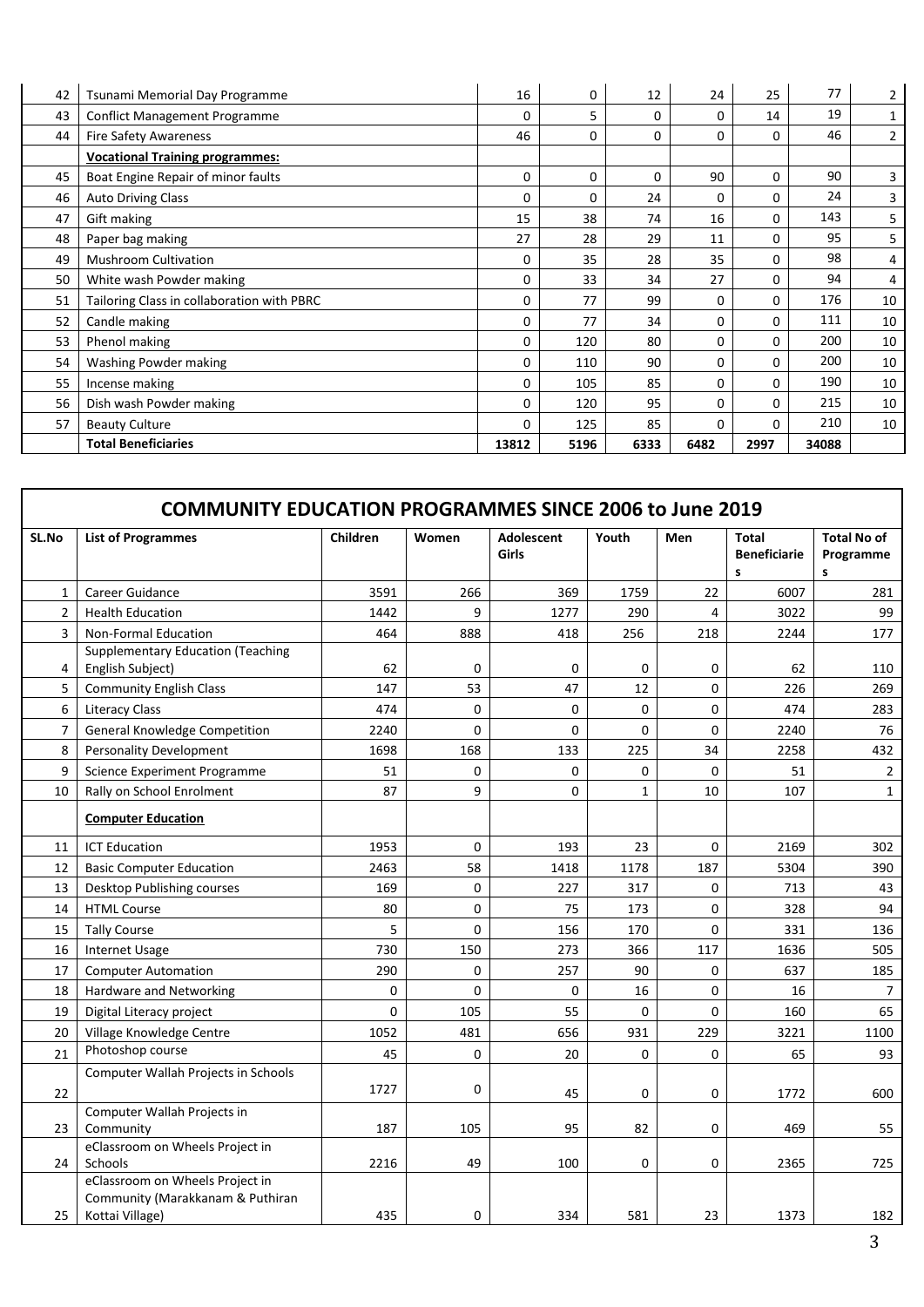| | | | | | | | | |
|---|---|---|---|---|---|---|---|---|
| 42 | Tsunami Memorial Day Programme | 16 | 0 | 12 | 24 | 25 | 77 | 2 |
| 43 | Conflict Management Programme | 0 | 5 | 0 | 0 | 14 | 19 | 1 |
| 44 | Fire Safety Awareness | 46 | 0 | 0 | 0 | 0 | 46 | 2 |
| | **Vocational Training programmes:** | | | | | | | |
| 45 | Boat Engine Repair of minor faults | 0 | 0 | 0 | 90 | 0 | 90 | 3 |
| 46 | Auto Driving Class | 0 | 0 | 24 | 0 | 0 | 24 | 3 |
| 47 | Gift making | 15 | 38 | 74 | 16 | 0 | 143 | 5 |
| 48 | Paper bag making | 27 | 28 | 29 | 11 | 0 | 95 | 5 |
| 49 | Mushroom Cultivation | 0 | 35 | 28 | 35 | 0 | 98 | 4 |
| 50 | White wash Powder making | 0 | 33 | 34 | 27 | 0 | 94 | 4 |
| 51 | Tailoring Class in collaboration with PBRC | 0 | 77 | 99 | 0 | 0 | 176 | 10 |
| 52 | Candle making | 0 | 77 | 34 | 0 | 0 | 111 | 10 |
| 53 | Phenol making | 0 | 120 | 80 | 0 | 0 | 200 | 10 |
| 54 | Washing Powder making | 0 | 110 | 90 | 0 | 0 | 200 | 10 |
| 55 | Incense making | 0 | 105 | 85 | 0 | 0 | 190 | 10 |
| 56 | Dish wash Powder making | 0 | 120 | 95 | 0 | 0 | 215 | 10 |
| 57 | Beauty Culture | 0 | 125 | 85 | 0 | 0 | 210 | 10 |
| | **Total Beneficiaries** | **13812** | **5196** | **6333** | **6482** | **2997** | **34088** | |

## COMMUNITY EDUCATION PROGRAMMES SINCE 2006 to June 2019

| SL.No | List of Programmes | Children | Women | Adolescent Girls | Youth | Men | Total Beneficiaries | Total No of Programmes |
|---|---|---|---|---|---|---|---|---|
| 1 | Career Guidance | 3591 | 266 | 369 | 1759 | 22 | 6007 | 281 |
| 2 | Health Education | 1442 | 9 | 1277 | 290 | 4 | 3022 | 99 |
| 3 | Non-Formal Education | 464 | 888 | 418 | 256 | 218 | 2244 | 177 |
| 4 | Supplementary Education (Teaching English Subject) | 62 | 0 | 0 | 0 | 0 | 62 | 110 |
| 5 | Community English Class | 147 | 53 | 47 | 12 | 0 | 226 | 269 |
| 6 | Literacy Class | 474 | 0 | 0 | 0 | 0 | 474 | 283 |
| 7 | General Knowledge Competition | 2240 | 0 | 0 | 0 | 0 | 2240 | 76 |
| 8 | Personality Development | 1698 | 168 | 133 | 225 | 34 | 2258 | 432 |
| 9 | Science Experiment Programme | 51 | 0 | 0 | 0 | 0 | 51 | 2 |
| 10 | Rally on School Enrolment | 87 | 9 | 0 | 1 | 10 | 107 | 1 |
| | **Computer Education** | | | | | | | |
| 11 | ICT Education | 1953 | 0 | 193 | 23 | 0 | 2169 | 302 |
| 12 | Basic Computer Education | 2463 | 58 | 1418 | 1178 | 187 | 5304 | 390 |
| 13 | Desktop Publishing courses | 169 | 0 | 227 | 317 | 0 | 713 | 43 |
| 14 | HTML Course | 80 | 0 | 75 | 173 | 0 | 328 | 94 |
| 15 | Tally Course | 5 | 0 | 156 | 170 | 0 | 331 | 136 |
| 16 | Internet Usage | 730 | 150 | 273 | 366 | 117 | 1636 | 505 |
| 17 | Computer Automation | 290 | 0 | 257 | 90 | 0 | 637 | 185 |
| 18 | Hardware and Networking | 0 | 0 | 0 | 16 | 0 | 16 | 7 |
| 19 | Digital Literacy project | 0 | 105 | 55 | 0 | 0 | 160 | 65 |
| 20 | Village Knowledge Centre | 1052 | 481 | 656 | 931 | 229 | 3221 | 1100 |
| 21 | Photoshop course | 45 | 0 | 20 | 0 | 0 | 65 | 93 |
| 22 | Computer Wallah Projects in Schools | 1727 | 0 | 45 | 0 | 0 | 1772 | 600 |
| 23 | Computer Wallah Projects in Community | 187 | 105 | 95 | 82 | 0 | 469 | 55 |
| 24 | eClassroom on Wheels Project in Schools | 2216 | 49 | 100 | 0 | 0 | 2365 | 725 |
| 25 | eClassroom on Wheels Project in Community (Marakkanam & Puthiran Kottai Village) | 435 | 0 | 334 | 581 | 23 | 1373 | 182 |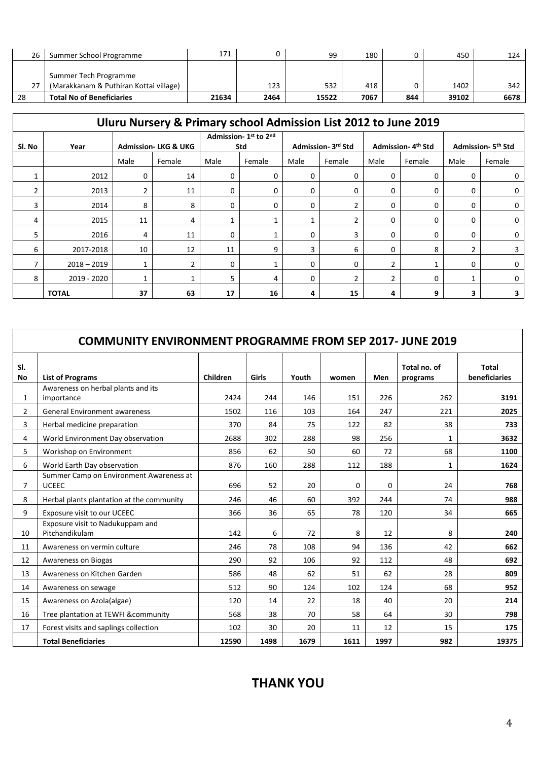| | | | | | | | | |
|---|---|---|---|---|---|---|---|---|
| 26 | Summer School Programme | 171 | 0 | 99 | 180 | 0 | 450 | 124 |
| 27 | Summer Tech Programme (Marakkanam & Puthiran Kottai village) | | 123 | 532 | 418 | 0 | 1402 | 342 |
| 28 | **Total No of Beneficiaries** | **21634** | **2464** | **15522** | **7067** | **844** | **39102** | **6678** |

## Uluru Nursery & Primary school Admission List 2012 to June 2019

| Sl. No | Year | Admission- LKG & UKG | | Admission- 1st to 2nd Std | | Admission- 3rd Std | | Admission- 4th Std | | Admission- 5th Std | |
|---|---|---|---|---|---|---|---|---|---|---|---|
| | | Male | Female | Male | Female | Male | Female | Male | Female | Male | Female |
| 1 | 2012 | 0 | 14 | 0 | 0 | 0 | 0 | 0 | 0 | 0 | 0 |
| 2 | 2013 | 2 | 11 | 0 | 0 | 0 | 0 | 0 | 0 | 0 | 0 |
| 3 | 2014 | 8 | 8 | 0 | 0 | 0 | 2 | 0 | 0 | 0 | 0 |
| 4 | 2015 | 11 | 4 | 1 | 1 | 1 | 2 | 0 | 0 | 0 | 0 |
| 5 | 2016 | 4 | 11 | 0 | 1 | 0 | 3 | 0 | 0 | 0 | 0 |
| 6 | 2017-2018 | 10 | 12 | 11 | 9 | 3 | 6 | 0 | 8 | 2 | 3 |
| 7 | 2018 – 2019 | 1 | 2 | 0 | 1 | 0 | 0 | 2 | 1 | 0 | 0 |
| 8 | 2019 - 2020 | 1 | 1 | 5 | 4 | 0 | 2 | 2 | 0 | 1 | 0 |
| | **TOTAL** | **37** | **63** | **17** | **16** | **4** | **15** | **4** | **9** | **3** | **3** |

## COMMUNITY ENVIRONMENT PROGRAMME FROM SEP 2017- JUNE 2019

| Sl. No | List of Programs | Children | Girls | Youth | women | Men | Total no. of programs | Total beneficiaries |
|---|---|---|---|---|---|---|---|---|
| 1 | Awareness on herbal plants and its importance | 2424 | 244 | 146 | 151 | 226 | 262 | **3191** |
| 2 | General Environment awareness | 1502 | 116 | 103 | 164 | 247 | 221 | **2025** |
| 3 | Herbal medicine preparation | 370 | 84 | 75 | 122 | 82 | 38 | **733** |
| 4 | World Environment Day observation | 2688 | 302 | 288 | 98 | 256 | 1 | **3632** |
| 5 | Workshop on Environment | 856 | 62 | 50 | 60 | 72 | 68 | **1100** |
| 6 | World Earth Day observation | 876 | 160 | 288 | 112 | 188 | 1 | **1624** |
| 7 | Summer Camp on Environment Awareness at UCEEC | 696 | 52 | 20 | 0 | 0 | 24 | **768** |
| 8 | Herbal plants plantation at the community | 246 | 46 | 60 | 392 | 244 | 74 | **988** |
| 9 | Exposure visit to our UCEEC | 366 | 36 | 65 | 78 | 120 | 34 | **665** |
| 10 | Exposure visit to Nadukuppam and Pitchandikulam | 142 | 6 | 72 | 8 | 12 | 8 | **240** |
| 11 | Awareness on vermin culture | 246 | 78 | 108 | 94 | 136 | 42 | **662** |
| 12 | Awareness on Biogas | 290 | 92 | 106 | 92 | 112 | 48 | **692** |
| 13 | Awareness on Kitchen Garden | 586 | 48 | 62 | 51 | 62 | 28 | **809** |
| 14 | Awareness on sewage | 512 | 90 | 124 | 102 | 124 | 68 | **952** |
| 15 | Awareness on Azola(algae) | 120 | 14 | 22 | 18 | 40 | 20 | **214** |
| 16 | Tree plantation at TEWFI &community | 568 | 38 | 70 | 58 | 64 | 30 | **798** |
| 17 | Forest visits and saplings collection | 102 | 30 | 20 | 11 | 12 | 15 | **175** |
| | **Total Beneficiaries** | **12590** | **1498** | **1679** | **1611** | **1997** | **982** | **19375** |

## THANK YOU